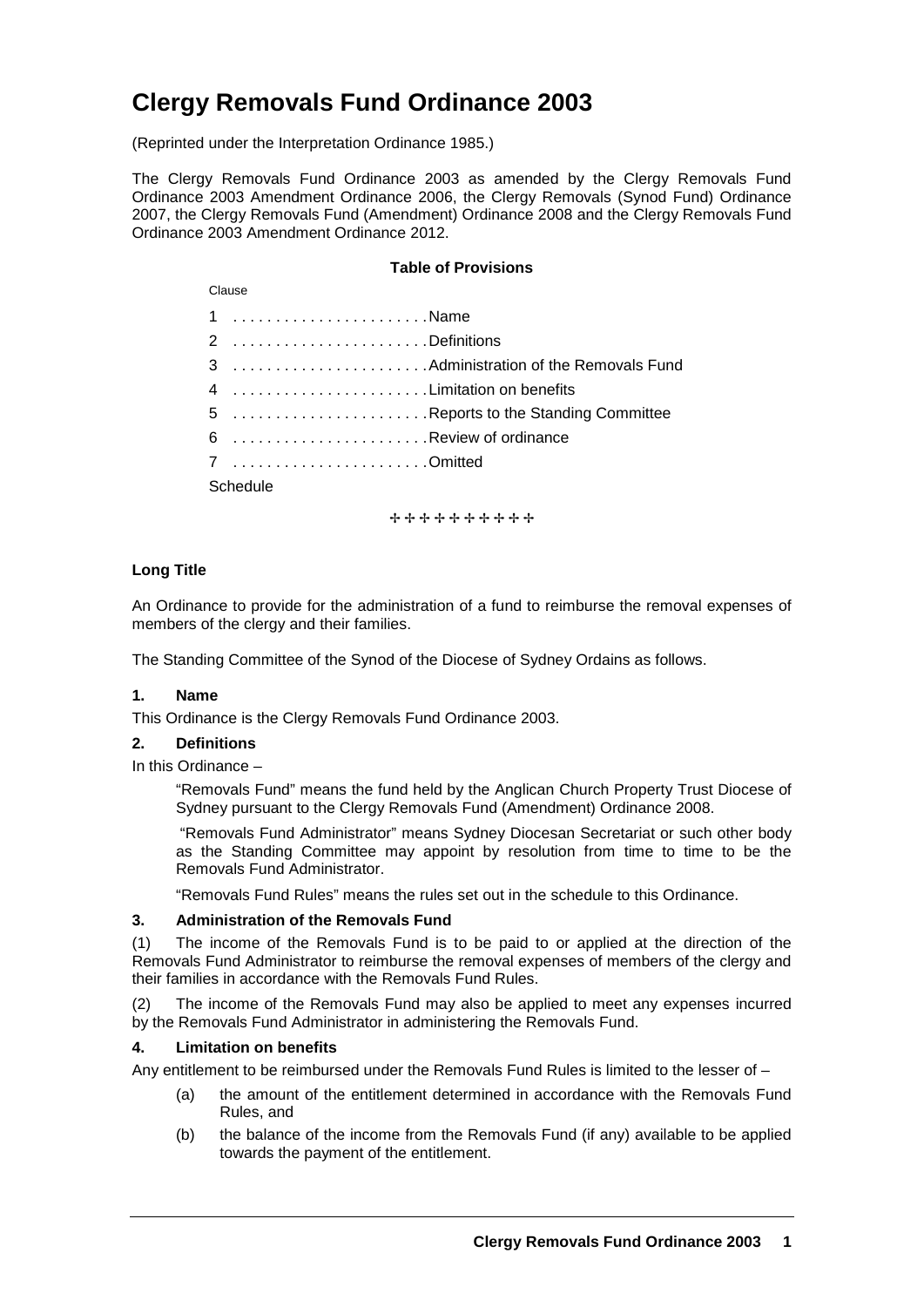# Clergy Removals Fund Ordinance 2003

(Reprinted under the Interpretation Ordinance 1985.)

The Clergy Removals Fund Ordinance 2003 as amended by the Clergy Removals Fund Ordinance 2003 Amendment Ordinance 2006, the Clergy Removals (Synod Fund) Ordinance 2007, the Clergy Removals Fund (Amendment) Ordinance 2008 and the Clergy Removals Fund Ordinance 2003 Amendment Ordinance 2012.

**Table of Provisions**

Clause

1 . . . . . . . . . . . . . . . . . . . . . . Name

2 . . . . . . . . . . . . . . . . . . . . . . Definitions

3 . . . . . . . . . . . . . . . . . . . . . . Administration of the Removals Fund

4 . . . . . . . . . . . . . . . . . . . . . . Limitation on benefits

5 . . . . . . . . . . . . . . . . . . . . . . Reports to the Standing Committee

6 . . . . . . . . . . . . . . . . . . . . . . Review of ordinance

7 . . . . . . . . . . . . . . . . . . . . . . Omitted

Schedule

✢✢✢✢✢✢✢✢✢✢

**Long Title**

An Ordinance to provide for the administration of a fund to reimburse the removal expenses of members of the clergy and their families.

The Standing Committee of the Synod of the Diocese of Sydney Ordains as follows.

**1. Name**

This Ordinance is the Clergy Removals Fund Ordinance 2003.

**2. Definitions**

In this Ordinance –

"Removals Fund" means the fund held by the Anglican Church Property Trust Diocese of Sydney pursuant to the Clergy Removals Fund (Amendment) Ordinance 2008.

"Removals Fund Administrator" means Sydney Diocesan Secretariat or such other body as the Standing Committee may appoint by resolution from time to time to be the Removals Fund Administrator.

"Removals Fund Rules" means the rules set out in the schedule to this Ordinance.

**3. Administration of the Removals Fund**

(1) The income of the Removals Fund is to be paid to or applied at the direction of the Removals Fund Administrator to reimburse the removal expenses of members of the clergy and their families in accordance with the Removals Fund Rules.

(2) The income of the Removals Fund may also be applied to meet any expenses incurred by the Removals Fund Administrator in administering the Removals Fund.

**4. Limitation on benefits**

Any entitlement to be reimbursed under the Removals Fund Rules is limited to the lesser of –

(a) the amount of the entitlement determined in accordance with the Removals Fund Rules, and

(b) the balance of the income from the Removals Fund (if any) available to be applied towards the payment of the entitlement.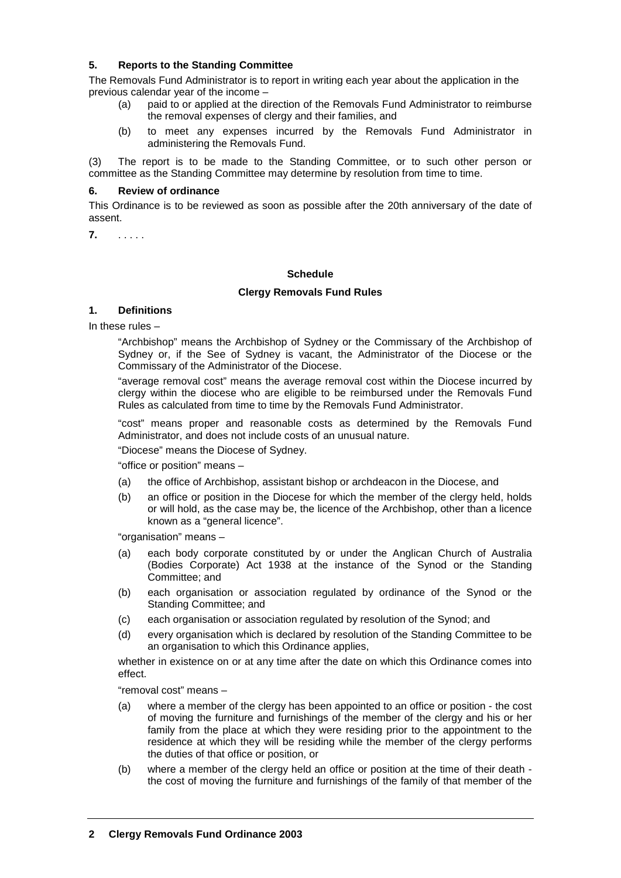### 5. Reports to the Standing Committee

The Removals Fund Administrator is to report in writing each year about the application in the previous calendar year of the income –

- (a) paid to or applied at the direction of the Removals Fund Administrator to reimburse the removal expenses of clergy and their families, and
- (b) to meet any expenses incurred by the Removals Fund Administrator in administering the Removals Fund.

(3) The report is to be made to the Standing Committee, or to such other person or committee as the Standing Committee may determine by resolution from time to time.

### 6. Review of ordinance

This Ordinance is to be reviewed as soon as possible after the 20th anniversary of the date of assent.

**7.** . . . . .

## Schedule

## Clergy Removals Fund Rules

### 1. Definitions

In these rules –

"Archbishop" means the Archbishop of Sydney or the Commissary of the Archbishop of Sydney or, if the See of Sydney is vacant, the Administrator of the Diocese or the Commissary of the Administrator of the Diocese.

"average removal cost" means the average removal cost within the Diocese incurred by clergy within the diocese who are eligible to be reimbursed under the Removals Fund Rules as calculated from time to time by the Removals Fund Administrator.

"cost" means proper and reasonable costs as determined by the Removals Fund Administrator, and does not include costs of an unusual nature.

"Diocese" means the Diocese of Sydney.

"office or position" means –

- (a) the office of Archbishop, assistant bishop or archdeacon in the Diocese, and
- (b) an office or position in the Diocese for which the member of the clergy held, holds or will hold, as the case may be, the licence of the Archbishop, other than a licence known as a "general licence".

"organisation" means –

- (a) each body corporate constituted by or under the Anglican Church of Australia (Bodies Corporate) Act 1938 at the instance of the Synod or the Standing Committee; and
- (b) each organisation or association regulated by ordinance of the Synod or the Standing Committee; and
- (c) each organisation or association regulated by resolution of the Synod; and
- (d) every organisation which is declared by resolution of the Standing Committee to be an organisation to which this Ordinance applies,

whether in existence on or at any time after the date on which this Ordinance comes into effect.

"removal cost" means –

- (a) where a member of the clergy has been appointed to an office or position - the cost of moving the furniture and furnishings of the member of the clergy and his or her family from the place at which they were residing prior to the appointment to the residence at which they will be residing while the member of the clergy performs the duties of that office or position, or
- (b) where a member of the clergy held an office or position at the time of their death - the cost of moving the furniture and furnishings of the family of that member of the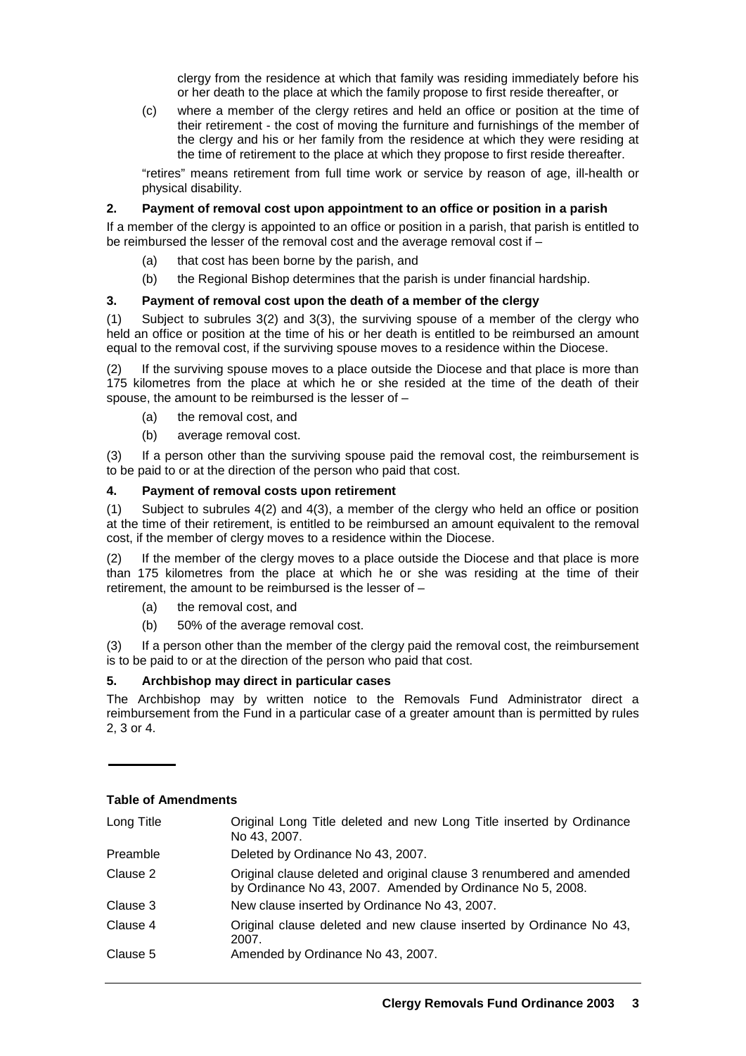clergy from the residence at which that family was residing immediately before his or her death to the place at which the family propose to first reside thereafter, or

(c) where a member of the clergy retires and held an office or position at the time of their retirement - the cost of moving the furniture and furnishings of the member of the clergy and his or her family from the residence at which they were residing at the time of retirement to the place at which they propose to first reside thereafter.

"retires" means retirement from full time work or service by reason of age, ill-health or physical disability.

### 2. Payment of removal cost upon appointment to an office or position in a parish

If a member of the clergy is appointed to an office or position in a parish, that parish is entitled to be reimbursed the lesser of the removal cost and the average removal cost if –

(a) that cost has been borne by the parish, and

(b) the Regional Bishop determines that the parish is under financial hardship.

### 3. Payment of removal cost upon the death of a member of the clergy

(1) Subject to subrules 3(2) and 3(3), the surviving spouse of a member of the clergy who held an office or position at the time of his or her death is entitled to be reimbursed an amount equal to the removal cost, if the surviving spouse moves to a residence within the Diocese.

(2) If the surviving spouse moves to a place outside the Diocese and that place is more than 175 kilometres from the place at which he or she resided at the time of the death of their spouse, the amount to be reimbursed is the lesser of –

(a) the removal cost, and

(b) average removal cost.

(3) If a person other than the surviving spouse paid the removal cost, the reimbursement is to be paid to or at the direction of the person who paid that cost.

### 4. Payment of removal costs upon retirement

(1) Subject to subrules 4(2) and 4(3), a member of the clergy who held an office or position at the time of their retirement, is entitled to be reimbursed an amount equivalent to the removal cost, if the member of clergy moves to a residence within the Diocese.

(2) If the member of the clergy moves to a place outside the Diocese and that place is more than 175 kilometres from the place at which he or she was residing at the time of their retirement, the amount to be reimbursed is the lesser of –

(a) the removal cost, and

(b) 50% of the average removal cost.

(3) If a person other than the member of the clergy paid the removal cost, the reimbursement is to be paid to or at the direction of the person who paid that cost.

### 5. Archbishop may direct in particular cases

The Archbishop may by written notice to the Removals Fund Administrator direct a reimbursement from the Fund in a particular case of a greater amount than is permitted by rules 2, 3 or 4.

---

**Table of Amendments**

| | |
|---|---|
| Long Title | Original Long Title deleted and new Long Title inserted by Ordinance No 43, 2007. |
| Preamble | Deleted by Ordinance No 43, 2007. |
| Clause 2 | Original clause deleted and original clause 3 renumbered and amended by Ordinance No 43, 2007. Amended by Ordinance No 5, 2008. |
| Clause 3 | New clause inserted by Ordinance No 43, 2007. |
| Clause 4 | Original clause deleted and new clause inserted by Ordinance No 43, 2007. |
| Clause 5 | Amended by Ordinance No 43, 2007. |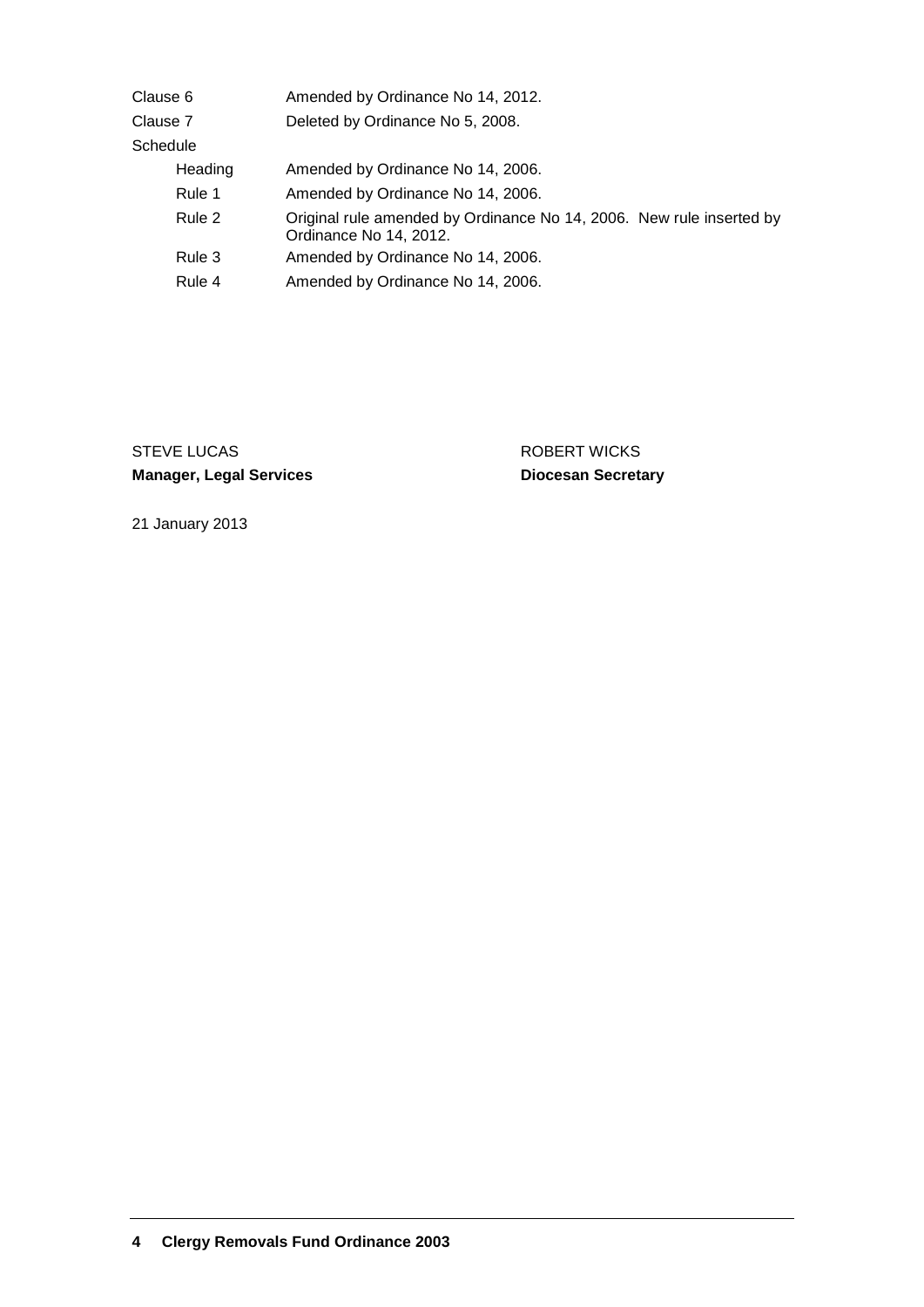| | |
|---|---|
| Clause 6 | Amended by Ordinance No 14, 2012. |
| Clause 7 | Deleted by Ordinance No 5, 2008. |
| Schedule | |
| Heading | Amended by Ordinance No 14, 2006. |
| Rule 1 | Amended by Ordinance No 14, 2006. |
| Rule 2 | Original rule amended by Ordinance No 14, 2006. New rule inserted by Ordinance No 14, 2012. |
| Rule 3 | Amended by Ordinance No 14, 2006. |
| Rule 4 | Amended by Ordinance No 14, 2006. |

STEVE LUCAS
**Manager, Legal Services**

ROBERT WICKS
**Diocesan Secretary**

21 January 2013